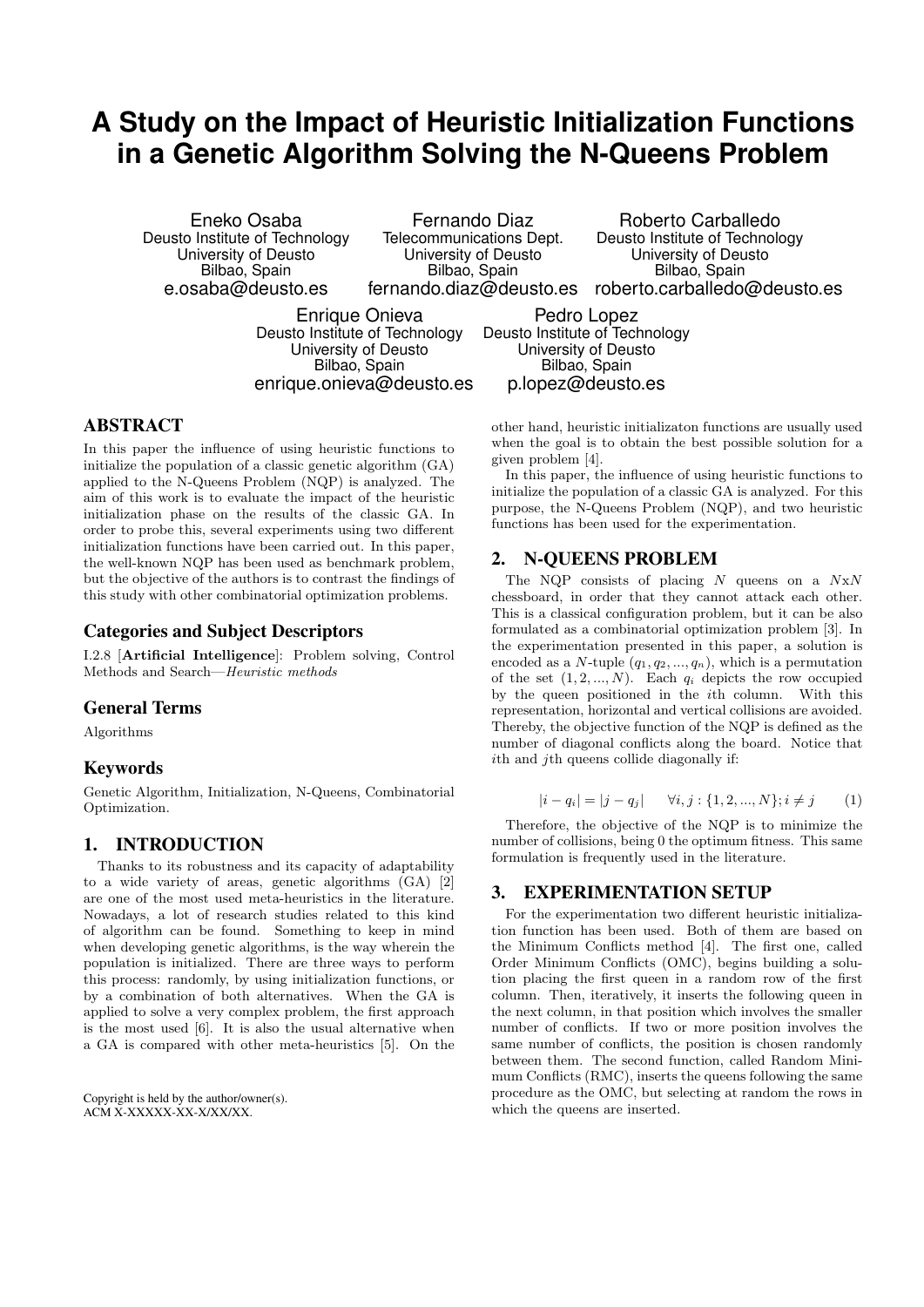# A Study on the Impact of Heuristic Initialization Functions in a Genetic Algorithm Solving the N-Queens Problem

Eneko Osaba
Deusto Institute of Technology
University of Deusto
Bilbao, Spain
e.osaba@deusto.es

Fernando Diaz
Telecommunications Dept.
University of Deusto
Bilbao, Spain
fernando.diaz@deusto.es

Roberto Carballedo
Deusto Institute of Technology
University of Deusto
Bilbao, Spain
roberto.carballedo@deusto.es

Enrique Onieva
Deusto Institute of Technology
University of Deusto
Bilbao, Spain
enrique.onieva@deusto.es

Pedro Lopez
Deusto Institute of Technology
University of Deusto
Bilbao, Spain
p.lopez@deusto.es

## ABSTRACT

In this paper the influence of using heuristic functions to initialize the population of a classic genetic algorithm (GA) applied to the N-Queens Problem (NQP) is analyzed. The aim of this work is to evaluate the impact of the heuristic initialization phase on the results of the classic GA. In order to probe this, several experiments using two different initialization functions have been carried out. In this paper, the well-known NQP has been used as benchmark problem, but the objective of the authors is to contrast the findings of this study with other combinatorial optimization problems.

### Categories and Subject Descriptors

I.2.8 [**Artificial Intelligence**]: Problem solving, Control Methods and Search—*Heuristic methods*

### General Terms

Algorithms

### Keywords

Genetic Algorithm, Initialization, N-Queens, Combinatorial Optimization.

## 1. INTRODUCTION

Thanks to its robustness and its capacity of adaptability to a wide variety of areas, genetic algorithms (GA) [2] are one of the most used meta-heuristics in the literature. Nowadays, a lot of research studies related to this kind of algorithm can be found. Something to keep in mind when developing genetic algorithms, is the way wherein the population is initialized. There are three ways to perform this process: randomly, by using initialization functions, or by a combination of both alternatives. When the GA is applied to solve a very complex problem, the first approach is the most used [6]. It is also the usual alternative when a GA is compared with other meta-heuristics [5]. On the other hand, heuristic initializaton functions are usually used when the goal is to obtain the best possible solution for a given problem [4].

In this paper, the influence of using heuristic functions to initialize the population of a classic GA is analyzed. For this purpose, the N-Queens Problem (NQP), and two heuristic functions has been used for the experimentation.

Copyright is held by the author/owner(s).
ACM X-XXXXX-XX-X/XX/XX.

## 2. N-QUEENS PROBLEM

The NQP consists of placing $N$ queens on a $N$x$N$ chessboard, in order that they cannot attack each other. This is a classical configuration problem, but it can be also formulated as a combinatorial optimization problem [3]. In the experimentation presented in this paper, a solution is encoded as a $N$-tuple $(q_1, q_2, ..., q_n)$, which is a permutation of the set $(1, 2, ..., N)$. Each $q_i$ depicts the row occupied by the queen positioned in the $i$th column. With this representation, horizontal and vertical collisions are avoided. Thereby, the objective function of the NQP is defined as the number of diagonal conflicts along the board. Notice that $i$th and $j$th queens collide diagonally if:

$$|i - q_i| = |j - q_j| \quad \forall i, j : \{1, 2, ..., N\}; i \neq j \qquad (1)$$

Therefore, the objective of the NQP is to minimize the number of collisions, being 0 the optimum fitness. This same formulation is frequently used in the literature.

## 3. EXPERIMENTATION SETUP

For the experimentation two different heuristic initialization function has been used. Both of them are based on the Minimum Conflicts method [4]. The first one, called Order Minimum Conflicts (OMC), begins building a solution placing the first queen in a random row of the first column. Then, iteratively, it inserts the following queen in the next column, in that position which involves the smaller number of conflicts. If two or more position involves the same number of conflicts, the position is chosen randomly between them. The second function, called Random Minimum Conflicts (RMC), inserts the queens following the same procedure as the OMC, but selecting at random the rows in which the queens are inserted.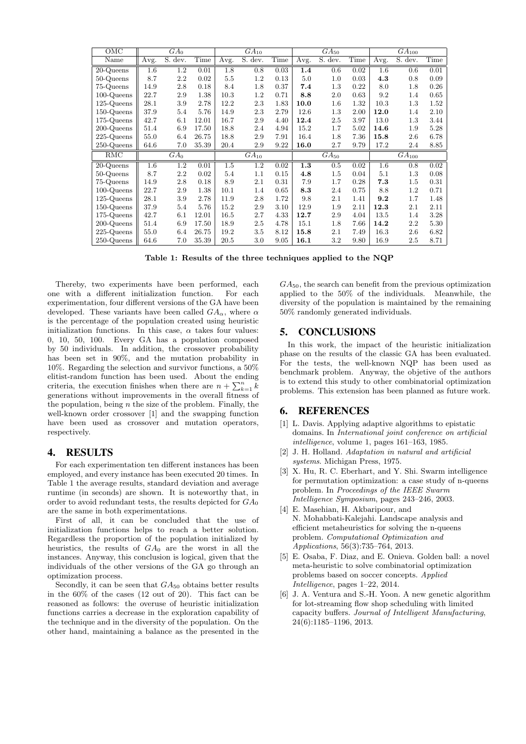| OMC | $GA_0$ | | | $GA_{10}$ | | | $GA_{50}$ | | | $GA_{100}$ | | |
|---|---|---|---|---|---|---|---|---|---|---|---|---|
| Name | Avg. | S. dev. | Time | Avg. | S. dev. | Time | Avg. | S. dev. | Time | Avg. | S. dev. | Time |
| 20-Queens | 1.6 | 1.2 | 0.01 | 1.8 | 0.8 | 0.03 | **1.4** | 0.6 | 0.02 | 1.6 | 0.6 | 0.01 |
| 50-Queens | 8.7 | 2.2 | 0.02 | 5.5 | 1.2 | 0.13 | 5.0 | 1.0 | 0.03 | **4.3** | 0.8 | 0.09 |
| 75-Queens | 14.9 | 2.8 | 0.18 | 8.4 | 1.8 | 0.37 | **7.4** | 1.3 | 0.22 | 8.0 | 1.8 | 0.26 |
| 100-Queens | 22.7 | 2.9 | 1.38 | 10.3 | 1.2 | 0.71 | **8.8** | 2.0 | 0.63 | 9.2 | 1.4 | 0.65 |
| 125-Queens | 28.1 | 3.9 | 2.78 | 12.2 | 2.3 | 1.83 | **10.0** | 1.6 | 1.32 | 10.3 | 1.3 | 1.52 |
| 150-Queens | 37.9 | 5.4 | 5.76 | 14.9 | 2.3 | 2.79 | 12.6 | 1.3 | 2.00 | **12.0** | 1.4 | 2.10 |
| 175-Queens | 42.7 | 6.1 | 12.01 | 16.7 | 2.9 | 4.40 | **12.4** | 2.5 | 3.97 | 13.0 | 1.3 | 3.44 |
| 200-Queens | 51.4 | 6.9 | 17.50 | 18.8 | 2.4 | 4.94 | 15.2 | 1.7 | 5.02 | **14.6** | 1.9 | 5.28 |
| 225-Queens | 55.0 | 6.4 | 26.75 | 18.8 | 2.9 | 7.91 | 16.4 | 1.8 | 7.36 | **15.8** | 2.6 | 6.78 |
| 250-Queens | 64.6 | 7.0 | 35.39 | 20.4 | 2.9 | 9.22 | **16.0** | 2.7 | 9.79 | 17.2 | 2.4 | 8.85 |
| RMC | $GA_0$ | | | $GA_{10}$ | | | $GA_{50}$ | | | $GA_{100}$ | | |
| 20-Queens | 1.6 | 1.2 | 0.01 | 1.5 | 1.2 | 0.02 | **1.3** | 0.5 | 0.02 | 1.6 | 0.8 | 0.02 |
| 50-Queens | 8.7 | 2.2 | 0.02 | 5.4 | 1.1 | 0.15 | **4.8** | 1.5 | 0.04 | 5.1 | 1.3 | 0.08 |
| 75-Queens | 14.9 | 2.8 | 0.18 | 8.9 | 2.1 | 0.31 | 7.9 | 1.7 | 0.28 | **7.3** | 1.5 | 0.31 |
| 100-Queens | 22.7 | 2.9 | 1.38 | 10.1 | 1.4 | 0.65 | **8.3** | 2.4 | 0.75 | 8.8 | 1.2 | 0.71 |
| 125-Queens | 28.1 | 3.9 | 2.78 | 11.9 | 2.8 | 1.72 | 9.8 | 2.1 | 1.41 | **9.2** | 1.7 | 1.48 |
| 150-Queens | 37.9 | 5.4 | 5.76 | 15.2 | 2.9 | 3.10 | 12.9 | 1.9 | 2.11 | **12.3** | 2.1 | 2.11 |
| 175-Queens | 42.7 | 6.1 | 12.01 | 16.5 | 2.7 | 4.33 | **12.7** | 2.9 | 4.04 | 13.5 | 1.4 | 3.28 |
| 200-Queens | 51.4 | 6.9 | 17.50 | 18.9 | 2.5 | 4.78 | 15.1 | 1.8 | 7.66 | **14.2** | 2.2 | 5.30 |
| 225-Queens | 55.0 | 6.4 | 26.75 | 19.2 | 3.5 | 8.12 | **15.8** | 2.1 | 7.49 | 16.3 | 2.6 | 6.82 |
| 250-Queens | 64.6 | 7.0 | 35.39 | 20.5 | 3.0 | 9.05 | **16.1** | 3.2 | 9.80 | 16.9 | 2.5 | 8.71 |

**Table 1: Results of the three techniques applied to the NQP**

Thereby, two experiments have been performed, each one with a different initialization function. For each experimentation, four different versions of the GA have been developed. These variants have been called $GA_\alpha$, where $\alpha$ is the percentage of the population created using heuristic initialization functions. In this case, $\alpha$ takes four values: 0, 10, 50, 100. Every GA has a population composed by 50 individuals. In addition, the crossover probability has been set in 90%, and the mutation probability in 10%. Regarding the selection and survivor functions, a 50% elitist-random function has been used. About the ending criteria, the execution finishes when there are $n + \sum_{k=1}^{n} k$ generations without improvements in the overall fitness of the population, being $n$ the size of the problem. Finally, the well-known order crossover [1] and the swapping function have been used as crossover and mutation operators, respectively.

## 4. RESULTS

For each experimentation ten different instances has been employed, and every instance has been executed 20 times. In Table 1 the average results, standard deviation and average runtime (in seconds) are shown. It is noteworthy that, in order to avoid redundant tests, the results depicted for $GA_0$ are the same in both experimentations.

First of all, it can be concluded that the use of initialization functions helps to reach a better solution. Regardless the proportion of the population initialized by heuristics, the results of $GA_0$ are the worst in all the instances. Anyway, this conclusion is logical, given that the individuals of the other versions of the GA go through an optimization process.

Secondly, it can be seen that $GA_{50}$ obtains better results in the 60% of the cases (12 out of 20). This fact can be reasoned as follows: the overuse of heuristic initialization functions carries a decrease in the exploration capability of the technique and in the diversity of the population. On the other hand, maintaining a balance as the presented in the $GA_{50}$, the search can benefit from the previous optimization applied to the 50% of the individuals. Meanwhile, the diversity of the population is maintained by the remaining 50% randomly generated individuals.

## 5. CONCLUSIONS

In this work, the impact of the heuristic initialization phase on the results of the classic GA has been evaluated. For the tests, the well-known NQP has been used as benchmark problem. Anyway, the objetive of the authors is to extend this study to other combinatorial optimization problems. This extension has been planned as future work.

## 6. REFERENCES

[1] L. Davis. Applying adaptive algorithms to epistatic domains. In *International joint conference on artificial intelligence*, volume 1, pages 161–163, 1985.

[2] J. H. Holland. *Adaptation in natural and artificial systems*. Michigan Press, 1975.

[3] X. Hu, R. C. Eberhart, and Y. Shi. Swarm intelligence for permutation optimization: a case study of n-queens problem. In *Proceedings of the IEEE Swarm Intelligence Symposium*, pages 243–246, 2003.

[4] E. Masehian, H. Akbaripour, and N. Mohabbati-Kalejahi. Landscape analysis and efficient metaheuristics for solving the n-queens problem. *Computational Optimization and Applications*, 56(3):735–764, 2013.

[5] E. Osaba, F. Diaz, and E. Onieva. Golden ball: a novel meta-heuristic to solve combinatorial optimization problems based on soccer concepts. *Applied Intelligence*, pages 1–22, 2014.

[6] J. A. Ventura and S.-H. Yoon. A new genetic algorithm for lot-streaming flow shop scheduling with limited capacity buffers. *Journal of Intelligent Manufacturing*, 24(6):1185–1196, 2013.